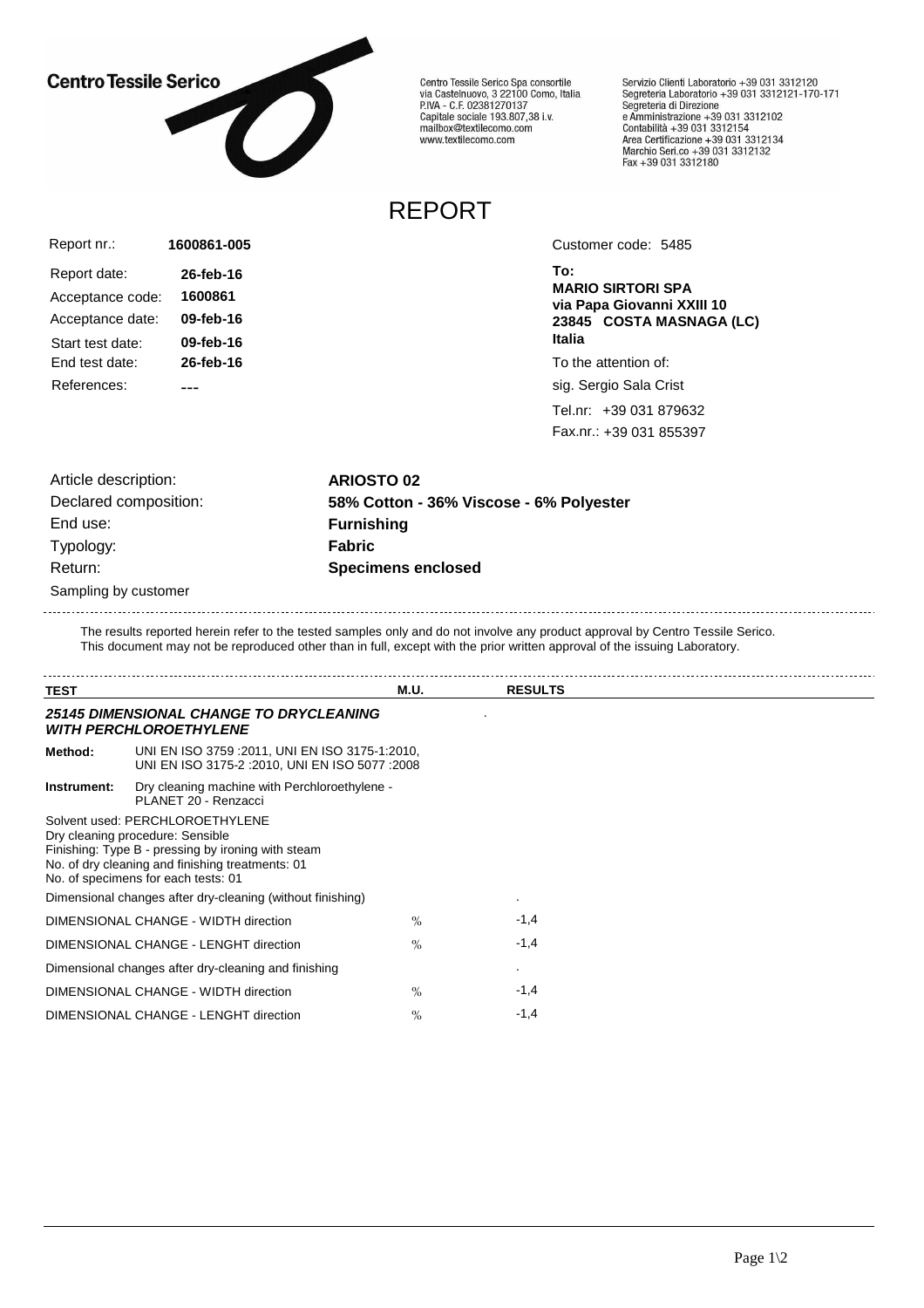**Centro Tessile Serico**

Centro Tessile Serico Spa consortile
via Castelnuovo, 3 22100 Como, Italia
P.IVA - C.F. 02381270137
Capitale sociale 193.807,38 i.v.
mailbox@textilecomo.com
www.textilecomo.com

Servizio Clienti Laboratorio +39 031 3312120
Segreteria Laboratorio +39 031 3312121-170-171
Segreteria di Direzione
e Amministrazione +39 031 3312102
Contabilità +39 031 3312154
Area Certificazione +39 031 3312134
Marchio Seri.co +39 031 3312132
Fax +39 031 3312180

# REPORT

| | |
|---|---|
| Report nr.: | **1600861-005** |
| Report date: | **26-feb-16** |
| Acceptance code: | **1600861** |
| Acceptance date: | **09-feb-16** |
| Start test date: | **09-feb-16** |
| End test date: | **26-feb-16** |
| References: | **---** |

Customer code: 5485

**To:**
**MARIO SIRTORI SPA**
**via Papa Giovanni XXIII 10**
**23845 COSTA MASNAGA (LC)**
**Italia**

To the attention of:
sig. Sergio Sala Crist

Tel.nr: +39 031 879632
Fax.nr.: +39 031 855397

| | |
|---|---|
| Article description: | **ARIOSTO 02** |
| Declared composition: | **58% Cotton - 36% Viscose - 6% Polyester** |
| End use: | **Furnishing** |
| Typology: | **Fabric** |
| Return: | **Specimens enclosed** |

Sampling by customer

The results reported herein refer to the tested samples only and do not involve any product approval by Centro Tessile Serico. This document may not be reproduced other than in full, except with the prior written approval of the issuing Laboratory.

| TEST | M.U. | RESULTS |
|---|---|---|
| ***25145 DIMENSIONAL CHANGE TO DRYCLEANING WITH PERCHLOROETHYLENE*** | | . |
| **Method:** UNI EN ISO 3759 :2011, UNI EN ISO 3175-1:2010, UNI EN ISO 3175-2 :2010, UNI EN ISO 5077 :2008 | | |
| **Instrument:** Dry cleaning machine with Perchloroethylene - PLANET 20 - Renzacci | | |
| Solvent used: PERCHLOROETHYLENE<br>Dry cleaning procedure: Sensible<br>Finishing: Type B - pressing by ironing with steam<br>No. of dry cleaning and finishing treatments: 01<br>No. of specimens for each tests: 01 | | |
| Dimensional changes after dry-cleaning (without finishing) | | . |
| DIMENSIONAL CHANGE - WIDTH direction | % | -1,4 |
| DIMENSIONAL CHANGE - LENGHT direction | % | -1,4 |
| Dimensional changes after dry-cleaning and finishing | | . |
| DIMENSIONAL CHANGE - WIDTH direction | % | -1,4 |
| DIMENSIONAL CHANGE - LENGHT direction | % | -1,4 |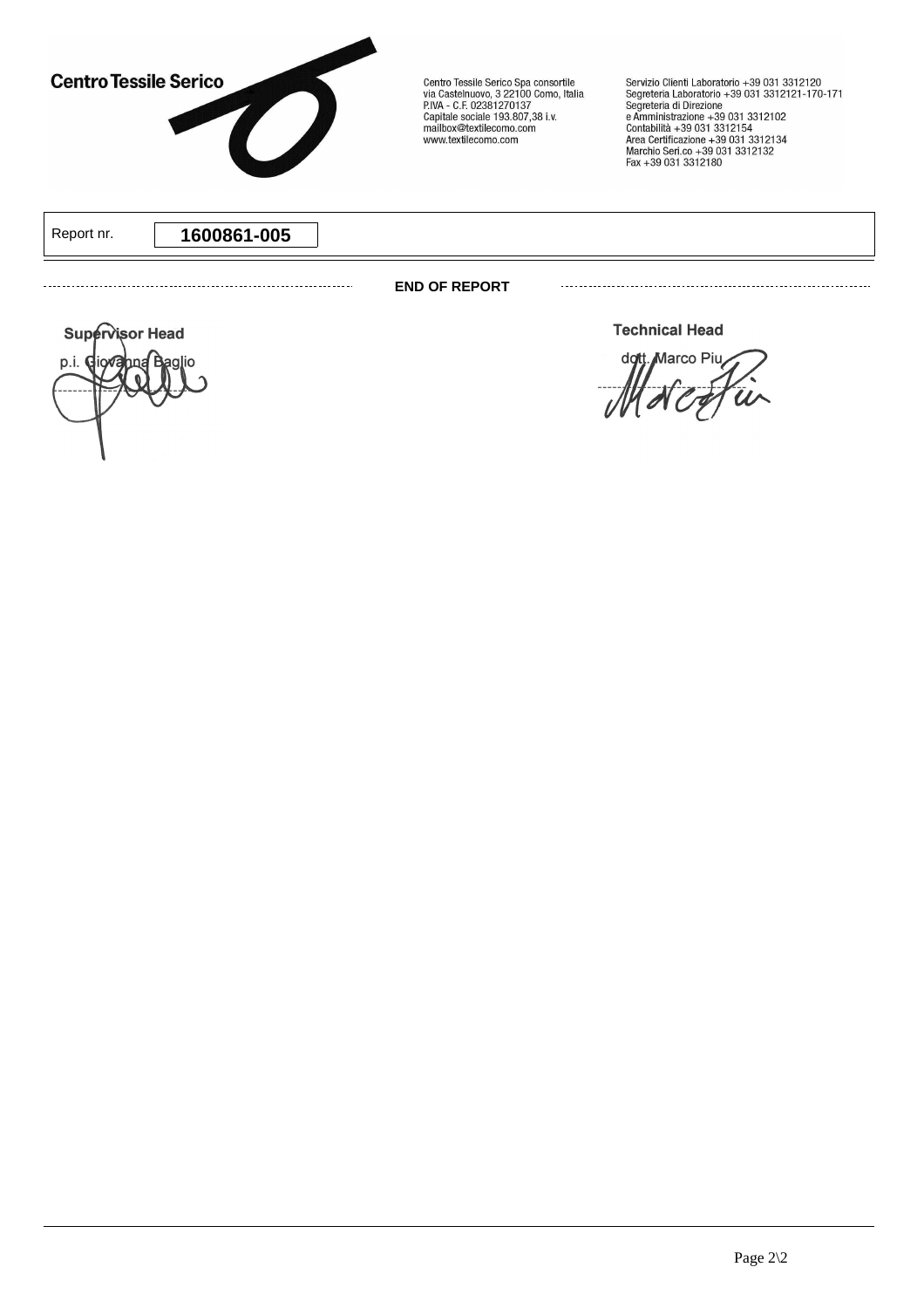**Centro Tessile Serico**

Centro Tessile Serico Spa consortile
via Castelnuovo, 3 22100 Como, Italia
P.IVA - C.F. 02381270137
Capitale sociale 193.807,38 i.v.
mailbox@textilecomo.com
www.textilecomo.com

Servizio Clienti Laboratorio +39 031 3312120
Segreteria Laboratorio +39 031 3312121-170-171
Segreteria di Direzione
e Amministrazione +39 031 3312102
Contabilità +39 031 3312154
Area Certificazione +39 031 3312134
Marchio Seri.co +39 031 3312132
Fax +39 031 3312180

Report nr. **1600861-005**

**END OF REPORT**

**Supervisor Head**

p.i. Giovanna Baglio

**Technical Head**

dott. Marco Piu